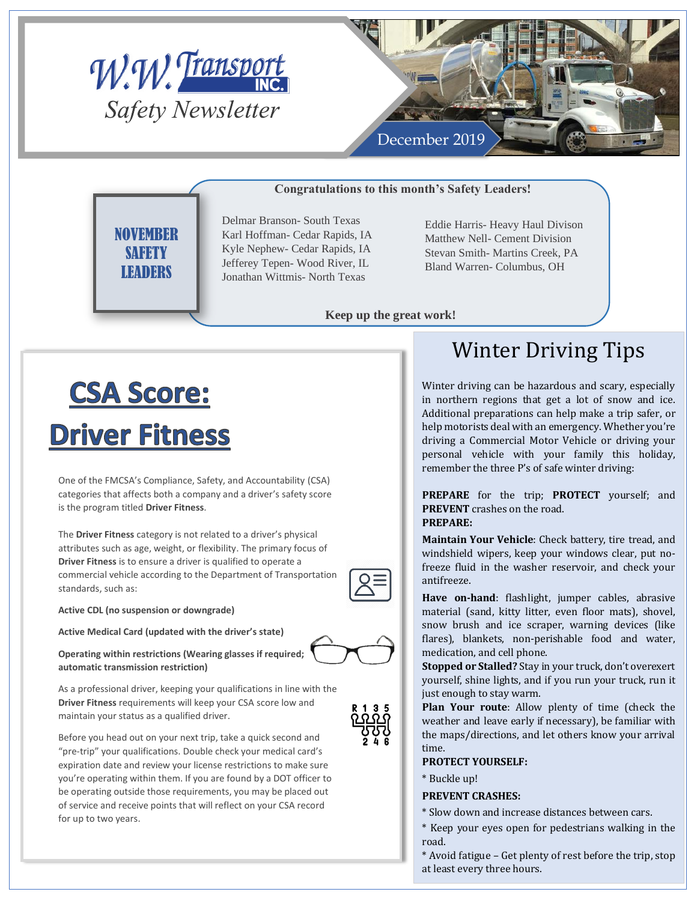# W.W. Transport INC.

## Safety Newsletter

December 2019

**Congratulations to this month's Safety Leaders!**

### NOVEMBER SAFETY LEADERS

Delmar Branson- South Texas
Karl Hoffman- Cedar Rapids, IA
Kyle Nephew- Cedar Rapids, IA
Jefferey Tepen- Wood River, IL
Jonathan Wittmis- North Texas

Eddie Harris- Heavy Haul Divison
Matthew Nell- Cement Division
Stevan Smith- Martins Creek, PA
Bland Warren- Columbus, OH

**Keep up the great work!**

# CSA Score: Driver Fitness

One of the FMCSA's Compliance, Safety, and Accountability (CSA) categories that affects both a company and a driver's safety score is the program titled **Driver Fitness**.

The **Driver Fitness** category is not related to a driver's physical attributes such as age, weight, or flexibility. The primary focus of **Driver Fitness** is to ensure a driver is qualified to operate a commercial vehicle according to the Department of Transportation standards, such as:

**Active CDL (no suspension or downgrade)**

**Active Medical Card (updated with the driver's state)**

**Operating within restrictions (Wearing glasses if required; automatic transmission restriction)**

As a professional driver, keeping your qualifications in line with the **Driver Fitness** requirements will keep your CSA score low and maintain your status as a qualified driver.

Before you head out on your next trip, take a quick second and "pre-trip" your qualifications. Double check your medical card's expiration date and review your license restrictions to make sure you're operating within them. If you are found by a DOT officer to be operating outside those requirements, you may be placed out of service and receive points that will reflect on your CSA record for up to two years.

# Winter Driving Tips

Winter driving can be hazardous and scary, especially in northern regions that get a lot of snow and ice. Additional preparations can help make a trip safer, or help motorists deal with an emergency. Whether you're driving a Commercial Motor Vehicle or driving your personal vehicle with your family this holiday, remember the three P's of safe winter driving:

**PREPARE** for the trip; **PROTECT** yourself; and **PREVENT** crashes on the road.

**PREPARE:**

**Maintain Your Vehicle**: Check battery, tire tread, and windshield wipers, keep your windows clear, put no-freeze fluid in the washer reservoir, and check your antifreeze.

**Have on-hand**: flashlight, jumper cables, abrasive material (sand, kitty litter, even floor mats), shovel, snow brush and ice scraper, warning devices (like flares), blankets, non-perishable food and water, medication, and cell phone.

**Stopped or Stalled?** Stay in your truck, don't overexert yourself, shine lights, and if you run your truck, run it just enough to stay warm.

**Plan Your route**: Allow plenty of time (check the weather and leave early if necessary), be familiar with the maps/directions, and let others know your arrival time.

**PROTECT YOURSELF:**

* Buckle up!

**PREVENT CRASHES:**

* Slow down and increase distances between cars.

* Keep your eyes open for pedestrians walking in the road.

* Avoid fatigue – Get plenty of rest before the trip, stop at least every three hours.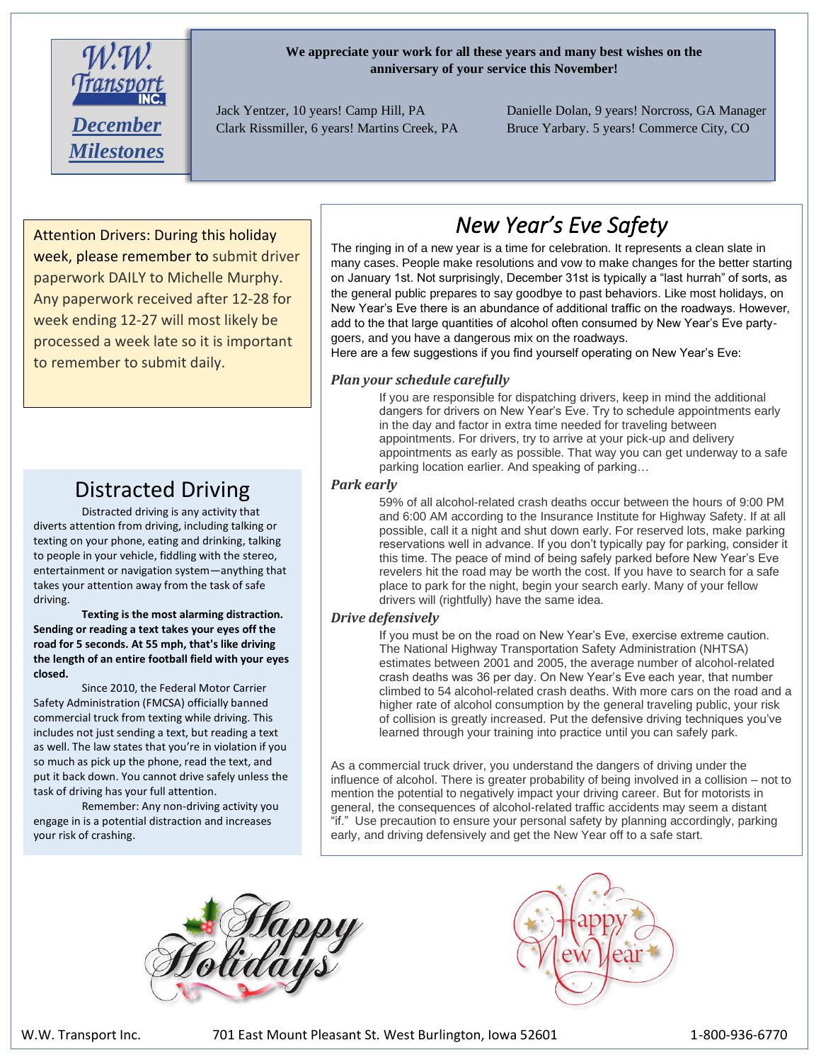W.W. Transport INC.

## December Milestones

**We appreciate your work for all these years and many best wishes on the anniversary of your service this November!**

Jack Yentzer, 10 years! Camp Hill, PA
Clark Rissmiller, 6 years! Martins Creek, PA
Danielle Dolan, 9 years! Norcross, GA Manager
Bruce Yarbary. 5 years! Commerce City, CO

Attention Drivers: During this holiday week, please remember to submit driver paperwork DAILY to Michelle Murphy. Any paperwork received after 12-28 for week ending 12-27 will most likely be processed a week late so it is important to remember to submit daily.

## Distracted Driving

Distracted driving is any activity that diverts attention from driving, including talking or texting on your phone, eating and drinking, talking to people in your vehicle, fiddling with the stereo, entertainment or navigation system—anything that takes your attention away from the task of safe driving.

**Texting is the most alarming distraction. Sending or reading a text takes your eyes off the road for 5 seconds. At 55 mph, that's like driving the length of an entire football field with your eyes closed.**

Since 2010, the Federal Motor Carrier Safety Administration (FMCSA) officially banned commercial truck from texting while driving. This includes not just sending a text, but reading a text as well. The law states that you're in violation if you so much as pick up the phone, read the text, and put it back down. You cannot drive safely unless the task of driving has your full attention.

Remember: Any non-driving activity you engage in is a potential distraction and increases your risk of crashing.

## *New Year's Eve Safety*

The ringing in of a new year is a time for celebration. It represents a clean slate in many cases. People make resolutions and vow to make changes for the better starting on January 1st. Not surprisingly, December 31st is typically a "last hurrah" of sorts, as the general public prepares to say goodbye to past behaviors. Like most holidays, on New Year's Eve there is an abundance of additional traffic on the roadways. However, add to the that large quantities of alcohol often consumed by New Year's Eve party-goers, and you have a dangerous mix on the roadways.
Here are a few suggestions if you find yourself operating on New Year's Eve:

### *Plan your schedule carefully*

If you are responsible for dispatching drivers, keep in mind the additional dangers for drivers on New Year's Eve. Try to schedule appointments early in the day and factor in extra time needed for traveling between appointments. For drivers, try to arrive at your pick-up and delivery appointments as early as possible. That way you can get underway to a safe parking location earlier. And speaking of parking…

### *Park early*

59% of all alcohol-related crash deaths occur between the hours of 9:00 PM and 6:00 AM according to the Insurance Institute for Highway Safety. If at all possible, call it a night and shut down early. For reserved lots, make parking reservations well in advance. If you don't typically pay for parking, consider it this time. The peace of mind of being safely parked before New Year's Eve revelers hit the road may be worth the cost. If you have to search for a safe place to park for the night, begin your search early. Many of your fellow drivers will (rightfully) have the same idea.

### *Drive defensively*

If you must be on the road on New Year's Eve, exercise extreme caution. The National Highway Transportation Safety Administration (NHTSA) estimates between 2001 and 2005, the average number of alcohol-related crash deaths was 36 per day. On New Year's Eve each year, that number climbed to 54 alcohol-related crash deaths. With more cars on the road and a higher rate of alcohol consumption by the general traveling public, your risk of collision is greatly increased. Put the defensive driving techniques you've learned through your training into practice until you can safely park.

As a commercial truck driver, you understand the dangers of driving under the influence of alcohol. There is greater probability of being involved in a collision – not to mention the potential to negatively impact your driving career. But for motorists in general, the consequences of alcohol-related traffic accidents may seem a distant "if." Use precaution to ensure your personal safety by planning accordingly, parking early, and driving defensively and get the New Year off to a safe start.

Happy Holidays

Happy New Year

W.W. Transport Inc. 701 East Mount Pleasant St. West Burlington, Iowa 52601 1-800-936-6770